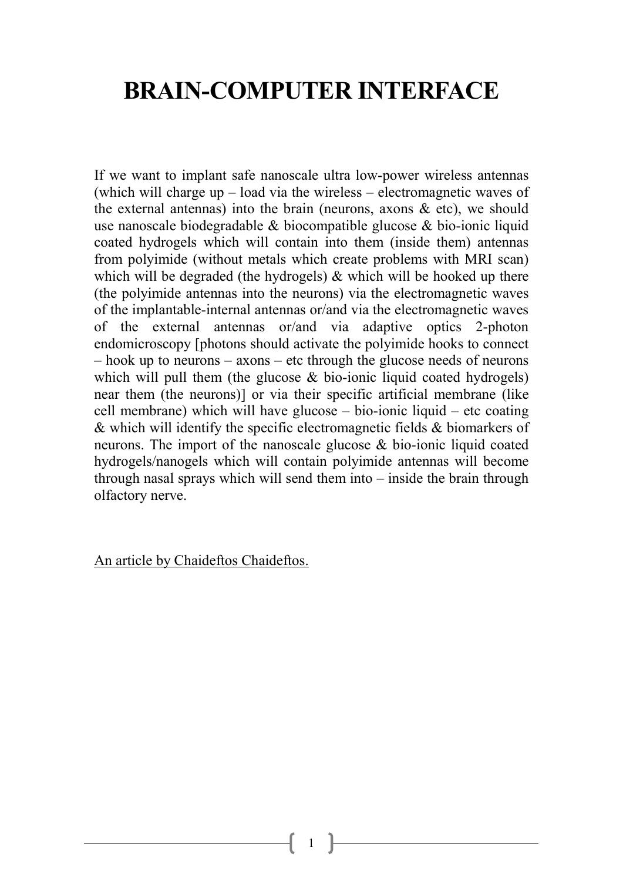# BRAIN-COMPUTER INTERFACE

If we want to implant safe nanoscale ultra low-power wireless antennas (which will charge up – load via the wireless – electromagnetic waves of the external antennas) into the brain (neurons, axons & etc), we should use nanoscale biodegradable & biocompatible glucose & bio-ionic liquid coated hydrogels which will contain into them (inside them) antennas from polyimide (without metals which create problems with MRI scan) which will be degraded (the hydrogels) & which will be hooked up there (the polyimide antennas into the neurons) via the electromagnetic waves of the implantable-internal antennas or/and via the electromagnetic waves of the external antennas or/and via adaptive optics 2-photon endomicroscopy [photons should activate the polyimide hooks to connect – hook up to neurons – axons – etc through the glucose needs of neurons which will pull them (the glucose & bio-ionic liquid coated hydrogels) near them (the neurons)] or via their specific artificial membrane (like cell membrane) which will have glucose – bio-ionic liquid – etc coating & which will identify the specific electromagnetic fields & biomarkers of neurons. The import of the nanoscale glucose & bio-ionic liquid coated hydrogels/nanogels which will contain polyimide antennas will become through nasal sprays which will send them into – inside the brain through olfactory nerve.

An article by Chaideftos Chaideftos.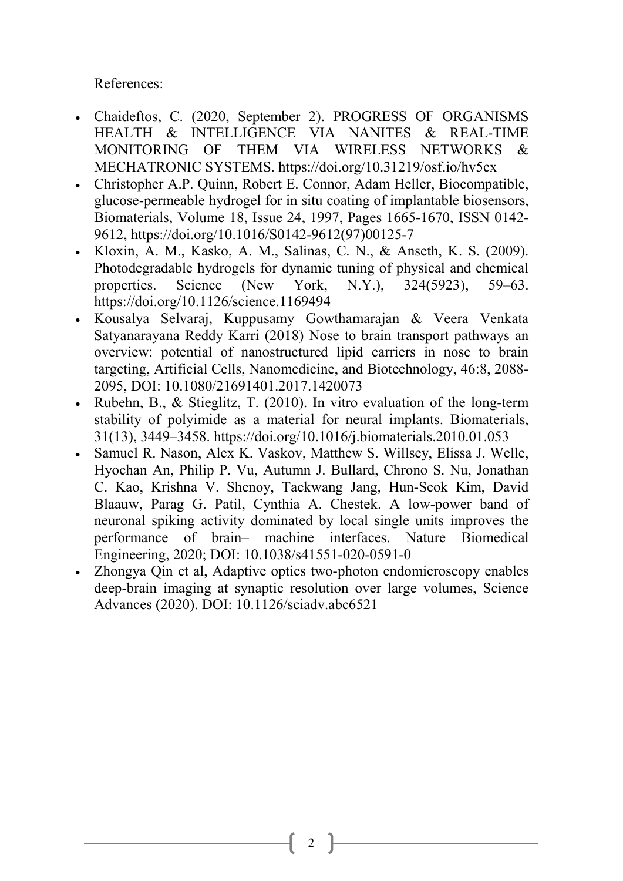References:

- Chaideftos, C. (2020, September 2). PROGRESS OF ORGANISMS HEALTH & INTELLIGENCE VIA NANITES & REAL-TIME MONITORING OF THEM VIA WIRELESS NETWORKS & MECHATRONIC SYSTEMS. https://doi.org/10.31219/osf.io/hv5cx
- Christopher A.P. Quinn, Robert E. Connor, Adam Heller, Biocompatible, glucose-permeable hydrogel for in situ coating of implantable biosensors, Biomaterials, Volume 18, Issue 24, 1997, Pages 1665-1670, ISSN 0142-9612, https://doi.org/10.1016/S0142-9612(97)00125-7
- Kloxin, A. M., Kasko, A. M., Salinas, C. N., & Anseth, K. S. (2009). Photodegradable hydrogels for dynamic tuning of physical and chemical properties. Science (New York, N.Y.), 324(5923), 59–63. https://doi.org/10.1126/science.1169494
- Kousalya Selvaraj, Kuppusamy Gowthamarajan & Veera Venkata Satyanarayana Reddy Karri (2018) Nose to brain transport pathways an overview: potential of nanostructured lipid carriers in nose to brain targeting, Artificial Cells, Nanomedicine, and Biotechnology, 46:8, 2088-2095, DOI: 10.1080/21691401.2017.1420073
- Rubehn, B., & Stieglitz, T. (2010). In vitro evaluation of the long-term stability of polyimide as a material for neural implants. Biomaterials, 31(13), 3449–3458. https://doi.org/10.1016/j.biomaterials.2010.01.053
- Samuel R. Nason, Alex K. Vaskov, Matthew S. Willsey, Elissa J. Welle, Hyochan An, Philip P. Vu, Autumn J. Bullard, Chrono S. Nu, Jonathan C. Kao, Krishna V. Shenoy, Taekwang Jang, Hun-Seok Kim, David Blaauw, Parag G. Patil, Cynthia A. Chestek. A low-power band of neuronal spiking activity dominated by local single units improves the performance of brain– machine interfaces. Nature Biomedical Engineering, 2020; DOI: 10.1038/s41551-020-0591-0
- Zhongya Qin et al, Adaptive optics two-photon endomicroscopy enables deep-brain imaging at synaptic resolution over large volumes, Science Advances (2020). DOI: 10.1126/sciadv.abc6521